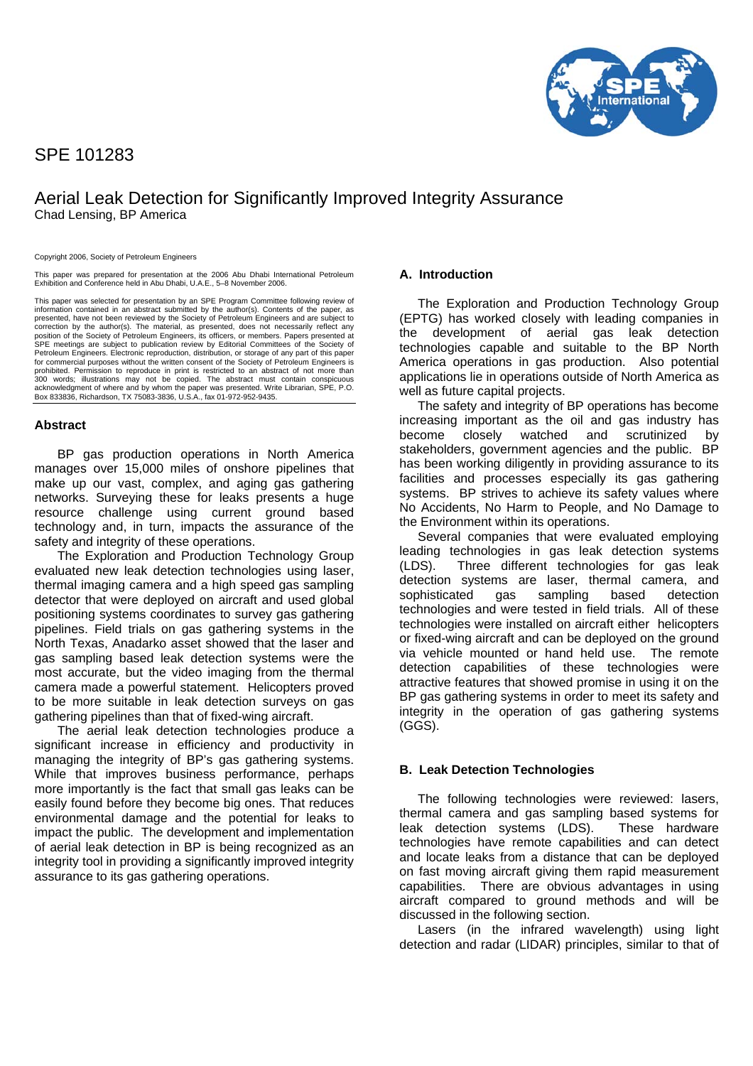# SPE 101283

## Aerial Leak Detection for Significantly Improved Integrity Assurance

Chad Lensing, BP America

Copyright 2006, Society of Petroleum Engineers

This paper was prepared for presentation at the 2006 Abu Dhabi International Petroleum Exhibition and Conference held in Abu Dhabi, U.A.E., 5–8 November 2006.

This paper was selected for presentation by an SPE Program Committee following review of information contained in an abstract submitted by the author(s). Contents of the paper, as presented, have not been reviewed by the Society of Petroleum Engineers and are subject to correction by the author(s). The material, as presented, does not necessarily reflect any position of the Society of Petroleum Engineers, its officers, or members. Papers presented at SPE meetings are subject to publication review by Editorial Committees of the Society of Petroleum Engineers. Electronic reproduction, distribution, or storage of any part of this paper for commercial purposes without the written consent of the Society of Petroleum Engineers is prohibited. Permission to reproduce in print is restricted to an abstract of not more than 300 words; illustrations may not be copied. The abstract must contain conspicuous acknowledgment of where and by whom the paper was presented. Write Librarian, SPE, P.O. Box 833836, Richardson, TX 75083-3836, U.S.A., fax 01-972-952-9435.

### Abstract

BP gas production operations in North America manages over 15,000 miles of onshore pipelines that make up our vast, complex, and aging gas gathering networks. Surveying these for leaks presents a huge resource challenge using current ground based technology and, in turn, impacts the assurance of the safety and integrity of these operations.

The Exploration and Production Technology Group evaluated new leak detection technologies using laser, thermal imaging camera and a high speed gas sampling detector that were deployed on aircraft and used global positioning systems coordinates to survey gas gathering pipelines. Field trials on gas gathering systems in the North Texas, Anadarko asset showed that the laser and gas sampling based leak detection systems were the most accurate, but the video imaging from the thermal camera made a powerful statement. Helicopters proved to be more suitable in leak detection surveys on gas gathering pipelines than that of fixed-wing aircraft.

The aerial leak detection technologies produce a significant increase in efficiency and productivity in managing the integrity of BP's gas gathering systems. While that improves business performance, perhaps more importantly is the fact that small gas leaks can be easily found before they become big ones. That reduces environmental damage and the potential for leaks to impact the public. The development and implementation of aerial leak detection in BP is being recognized as an integrity tool in providing a significantly improved integrity assurance to its gas gathering operations.

### A. Introduction

The Exploration and Production Technology Group (EPTG) has worked closely with leading companies in the development of aerial gas leak detection technologies capable and suitable to the BP North America operations in gas production. Also potential applications lie in operations outside of North America as well as future capital projects.

The safety and integrity of BP operations has become increasing important as the oil and gas industry has become closely watched and scrutinized by stakeholders, government agencies and the public. BP has been working diligently in providing assurance to its facilities and processes especially its gas gathering systems. BP strives to achieve its safety values where No Accidents, No Harm to People, and No Damage to the Environment within its operations.

Several companies that were evaluated employing leading technologies in gas leak detection systems (LDS). Three different technologies for gas leak detection systems are laser, thermal camera, and sophisticated gas sampling based detection technologies and were tested in field trials. All of these technologies were installed on aircraft either helicopters or fixed-wing aircraft and can be deployed on the ground via vehicle mounted or hand held use. The remote detection capabilities of these technologies were attractive features that showed promise in using it on the BP gas gathering systems in order to meet its safety and integrity in the operation of gas gathering systems (GGS).

### B. Leak Detection Technologies

The following technologies were reviewed: lasers, thermal camera and gas sampling based systems for leak detection systems (LDS). These hardware technologies have remote capabilities and can detect and locate leaks from a distance that can be deployed on fast moving aircraft giving them rapid measurement capabilities. There are obvious advantages in using aircraft compared to ground methods and will be discussed in the following section.

Lasers (in the infrared wavelength) using light detection and radar (LIDAR) principles, similar to that of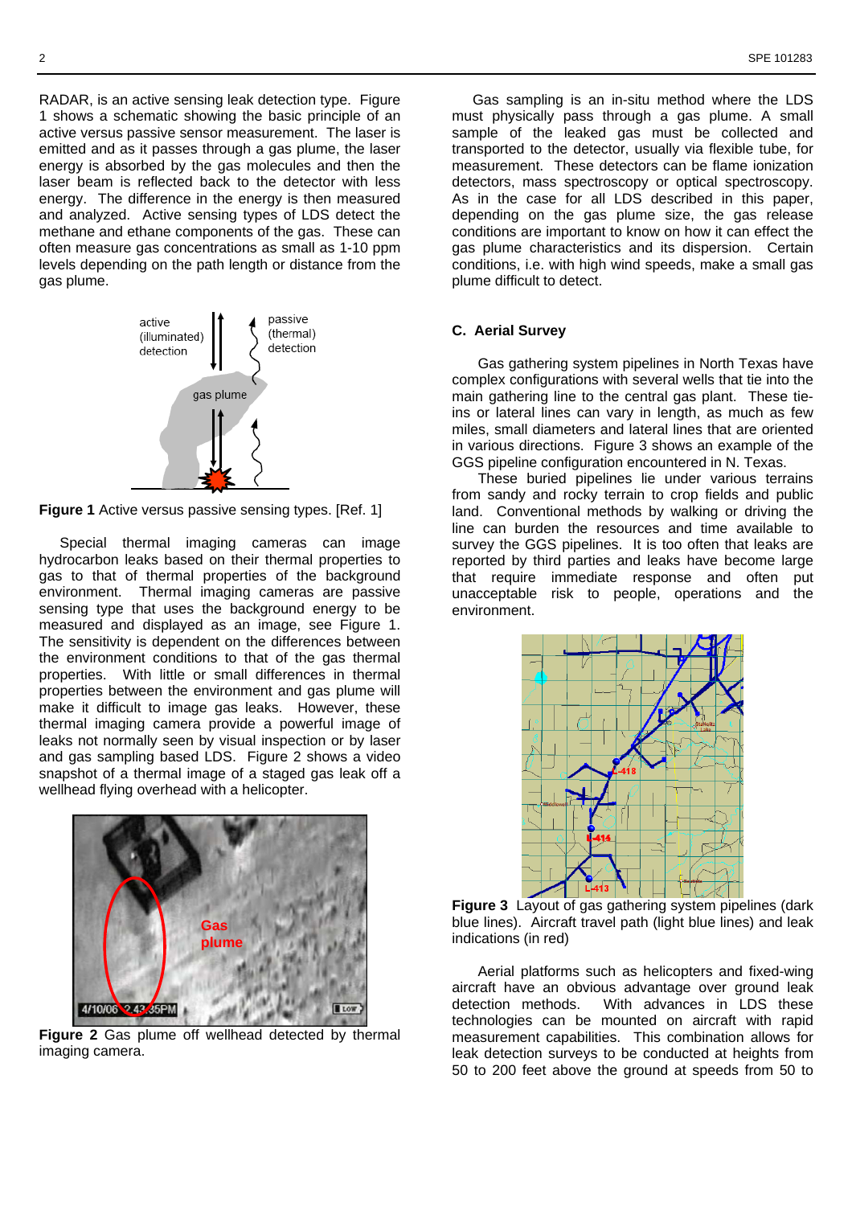RADAR, is an active sensing leak detection type. Figure 1 shows a schematic showing the basic principle of an active versus passive sensor measurement. The laser is emitted and as it passes through a gas plume, the laser energy is absorbed by the gas molecules and then the laser beam is reflected back to the detector with less energy. The difference in the energy is then measured and analyzed. Active sensing types of LDS detect the methane and ethane components of the gas. These can often measure gas concentrations as small as 1-10 ppm levels depending on the path length or distance from the gas plume.

active (illuminated) detection

passive (thermal) detection

gas plume

**Figure 1** Active versus passive sensing types. [Ref. 1]

Special thermal imaging cameras can image hydrocarbon leaks based on their thermal properties to gas to that of thermal properties of the background environment. Thermal imaging cameras are passive sensing type that uses the background energy to be measured and displayed as an image, see Figure 1. The sensitivity is dependent on the differences between the environment conditions to that of the gas thermal properties. With little or small differences in thermal properties between the environment and gas plume will make it difficult to image gas leaks. However, these thermal imaging camera provide a powerful image of leaks not normally seen by visual inspection or by laser and gas sampling based LDS. Figure 2 shows a video snapshot of a thermal image of a staged gas leak off a wellhead flying overhead with a helicopter.

Gas plume

4/10/06 2:43:35PM

**Figure 2** Gas plume off wellhead detected by thermal imaging camera.

Gas sampling is an in-situ method where the LDS must physically pass through a gas plume. A small sample of the leaked gas must be collected and transported to the detector, usually via flexible tube, for measurement. These detectors can be flame ionization detectors, mass spectroscopy or optical spectroscopy. As in the case for all LDS described in this paper, depending on the gas plume size, the gas release conditions are important to know on how it can effect the gas plume characteristics and its dispersion. Certain conditions, i.e. with high wind speeds, make a small gas plume difficult to detect.

## C. Aerial Survey

Gas gathering system pipelines in North Texas have complex configurations with several wells that tie into the main gathering line to the central gas plant. These tie-ins or lateral lines can vary in length, as much as few miles, small diameters and lateral lines that are oriented in various directions. Figure 3 shows an example of the GGS pipeline configuration encountered in N. Texas.

These buried pipelines lie under various terrains from sandy and rocky terrain to crop fields and public land. Conventional methods by walking or driving the line can burden the resources and time available to survey the GGS pipelines. It is too often that leaks are reported by third parties and leaks have become large that require immediate response and often put unacceptable risk to people, operations and the environment.

L-418

L-414

L-413

**Figure 3** Layout of gas gathering system pipelines (dark blue lines). Aircraft travel path (light blue lines) and leak indications (in red)

Aerial platforms such as helicopters and fixed-wing aircraft have an obvious advantage over ground leak detection methods. With advances in LDS these technologies can be mounted on aircraft with rapid measurement capabilities. This combination allows for leak detection surveys to be conducted at heights from 50 to 200 feet above the ground at speeds from 50 to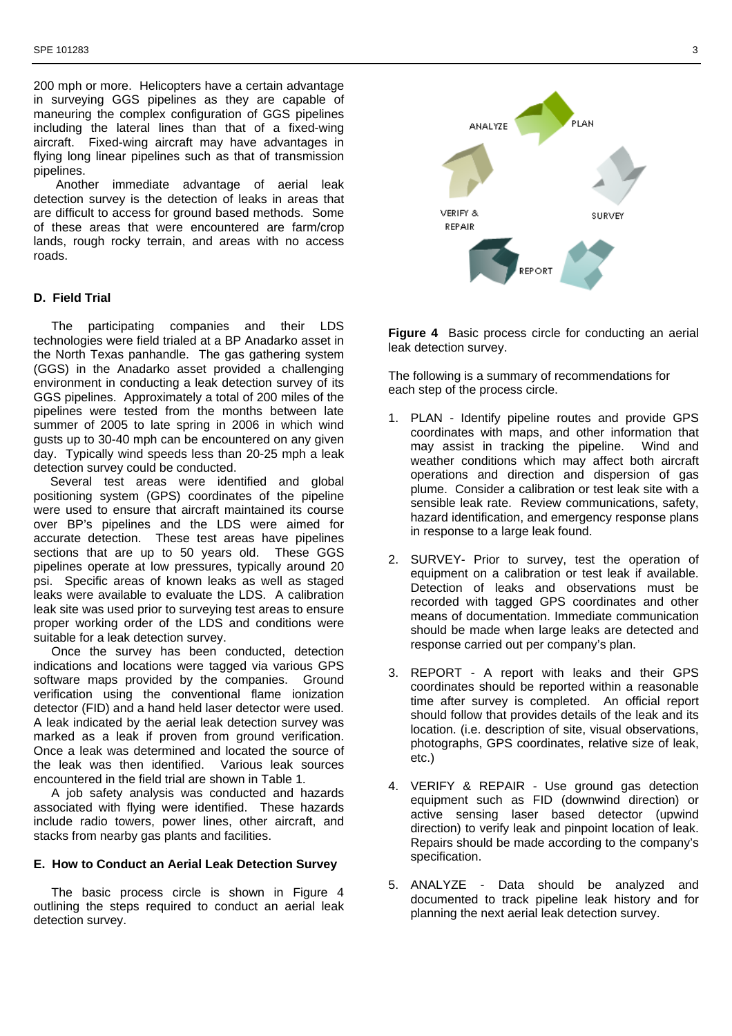200 mph or more. Helicopters have a certain advantage in surveying GGS pipelines as they are capable of maneuring the complex configuration of GGS pipelines including the lateral lines than that of a fixed-wing aircraft. Fixed-wing aircraft may have advantages in flying long linear pipelines such as that of transmission pipelines.

Another immediate advantage of aerial leak detection survey is the detection of leaks in areas that are difficult to access for ground based methods. Some of these areas that were encountered are farm/crop lands, rough rocky terrain, and areas with no access roads.

### D. Field Trial

The participating companies and their LDS technologies were field trialed at a BP Anadarko asset in the North Texas panhandle. The gas gathering system (GGS) in the Anadarko asset provided a challenging environment in conducting a leak detection survey of its GGS pipelines. Approximately a total of 200 miles of the pipelines were tested from the months between late summer of 2005 to late spring in 2006 in which wind gusts up to 30-40 mph can be encountered on any given day. Typically wind speeds less than 20-25 mph a leak detection survey could be conducted.

Several test areas were identified and global positioning system (GPS) coordinates of the pipeline were used to ensure that aircraft maintained its course over BP's pipelines and the LDS were aimed for accurate detection. These test areas have pipelines sections that are up to 50 years old. These GGS pipelines operate at low pressures, typically around 20 psi. Specific areas of known leaks as well as staged leaks were available to evaluate the LDS. A calibration leak site was used prior to surveying test areas to ensure proper working order of the LDS and conditions were suitable for a leak detection survey.

Once the survey has been conducted, detection indications and locations were tagged via various GPS software maps provided by the companies. Ground verification using the conventional flame ionization detector (FID) and a hand held laser detector were used. A leak indicated by the aerial leak detection survey was marked as a leak if proven from ground verification. Once a leak was determined and located the source of the leak was then identified. Various leak sources encountered in the field trial are shown in Table 1.

A job safety analysis was conducted and hazards associated with flying were identified. These hazards include radio towers, power lines, other aircraft, and stacks from nearby gas plants and facilities.

### E. How to Conduct an Aerial Leak Detection Survey

The basic process circle is shown in Figure 4 outlining the steps required to conduct an aerial leak detection survey.

ANALYZE
PLAN
VERIFY & REPAIR
SURVEY
REPORT

**Figure 4** Basic process circle for conducting an aerial leak detection survey.

The following is a summary of recommendations for each step of the process circle.

1. PLAN - Identify pipeline routes and provide GPS coordinates with maps, and other information that may assist in tracking the pipeline. Wind and weather conditions which may affect both aircraft operations and direction and dispersion of gas plume. Consider a calibration or test leak site with a sensible leak rate. Review communications, safety, hazard identification, and emergency response plans in response to a large leak found.

2. SURVEY- Prior to survey, test the operation of equipment on a calibration or test leak if available. Detection of leaks and observations must be recorded with tagged GPS coordinates and other means of documentation. Immediate communication should be made when large leaks are detected and response carried out per company's plan.

3. REPORT - A report with leaks and their GPS coordinates should be reported within a reasonable time after survey is completed. An official report should follow that provides details of the leak and its location. (i.e. description of site, visual observations, photographs, GPS coordinates, relative size of leak, etc.)

4. VERIFY & REPAIR - Use ground gas detection equipment such as FID (downwind direction) or active sensing laser based detector (upwind direction) to verify leak and pinpoint location of leak. Repairs should be made according to the company's specification.

5. ANALYZE - Data should be analyzed and documented to track pipeline leak history and for planning the next aerial leak detection survey.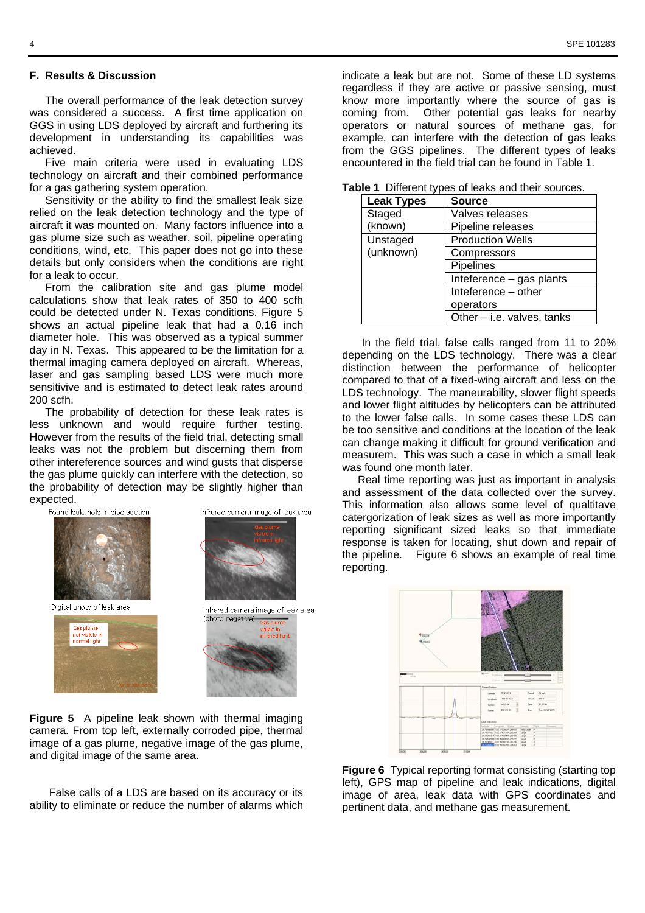### F. Results & Discussion

The overall performance of the leak detection survey was considered a success. A first time application on GGS in using LDS deployed by aircraft and furthering its development in understanding its capabilities was achieved.

Five main criteria were used in evaluating LDS technology on aircraft and their combined performance for a gas gathering system operation.

Sensitivity or the ability to find the smallest leak size relied on the leak detection technology and the type of aircraft it was mounted on. Many factors influence into a gas plume size such as weather, soil, pipeline operating conditions, wind, etc. This paper does not go into these details but only considers when the conditions are right for a leak to occur.

From the calibration site and gas plume model calculations show that leak rates of 350 to 400 scfh could be detected under N. Texas conditions. Figure 5 shows an actual pipeline leak that had a 0.16 inch diameter hole. This was observed as a typical summer day in N. Texas. This appeared to be the limitation for a thermal imaging camera deployed on aircraft. Whereas, laser and gas sampling based LDS were much more sensitivive and is estimated to detect leak rates around 200 scfh.

The probability of detection for these leak rates is less unknown and would require further testing. However from the results of the field trial, detecting small leaks was not the problem but discerning them from other intereference sources and wind gusts that disperse the gas plume quickly can interfere with the detection, so the probability of detection may be slightly higher than expected.

Found leak: hole in pipe section

Infrared camera image of leak area

Gas plume visible in infrared light

Digital photo of leak area

Gas plume not visible in normal light

Infrared camera image of leak area (photo negative)

Gas plume visible in infrared light

**Figure 5** A pipeline leak shown with thermal imaging camera. From top left, externally corroded pipe, thermal image of a gas plume, negative image of the gas plume, and digital image of the same area.

False calls of a LDS are based on its accuracy or its ability to eliminate or reduce the number of alarms which indicate a leak but are not. Some of these LD systems regardless if they are active or passive sensing, must know more importantly where the source of gas is coming from. Other potential gas leaks for nearby operators or natural sources of methane gas, for example, can interfere with the detection of gas leaks from the GGS pipelines. The different types of leaks encountered in the field trial can be found in Table 1.

**Table 1** Different types of leaks and their sources.

| Leak Types | Source |
|---|---|
| Staged (known) | Valves releases |
| | Pipeline releases |
| Unstaged (unknown) | Production Wells |
| | Compressors |
| | Pipelines |
| | Inteference – gas plants |
| | Inteference – other operators |
| | Other – i.e. valves, tanks |

In the field trial, false calls ranged from 11 to 20% depending on the LDS technology. There was a clear distinction between the performance of helicopter compared to that of a fixed-wing aircraft and less on the LDS technology. The maneurability, slower flight speeds and lower flight altitudes by helicopters can be attributed to the lower false calls. In some cases these LDS can be too sensitive and conditions at the location of the leak can change making it difficult for ground verification and measurem. This was such a case in which a small leak was found one month later.

Real time reporting was just as important in analysis and assessment of the data collected over the survey. This information also allows some level of qualtitave catergorization of leak sizes as well as more importantly reporting significant sized leaks so that immediate response is taken for locating, shut down and repair of the pipeline. Figure 6 shows an example of real time reporting.

**Figure 6** Typical reporting format consisting (starting top left), GPS map of pipeline and leak indications, digital image of area, leak data with GPS coordinates and pertinent data, and methane gas measurement.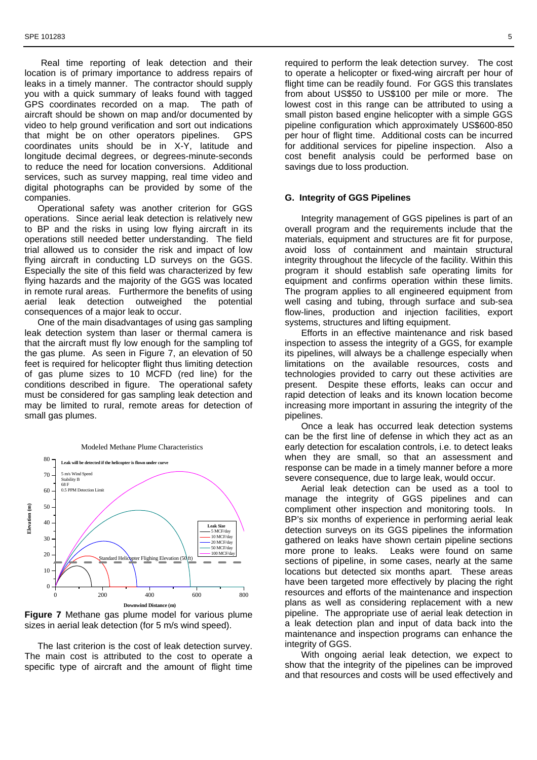Real time reporting of leak detection and their location is of primary importance to address repairs of leaks in a timely manner. The contractor should supply you with a quick summary of leaks found with tagged GPS coordinates recorded on a map. The path of aircraft should be shown on map and/or documented by video to help ground verification and sort out indications that might be on other operators pipelines. GPS coordinates units should be in X-Y, latitude and longitude decimal degrees, or degrees-minute-seconds to reduce the need for location conversions. Additional services, such as survey mapping, real time video and digital photographs can be provided by some of the companies.

Operational safety was another criterion for GGS operations. Since aerial leak detection is relatively new to BP and the risks in using low flying aircraft in its operations still needed better understanding. The field trial allowed us to consider the risk and impact of low flying aircraft in conducting LD surveys on the GGS. Especially the site of this field was characterized by few flying hazards and the majority of the GGS was located in remote rural areas. Furthermore the benefits of using aerial leak detection outweighed the potential consequences of a major leak to occur.

One of the main disadvantages of using gas sampling leak detection system than laser or thermal camera is that the aircraft must fly low enough for the sampling tof the gas plume. As seen in Figure 7, an elevation of 50 feet is required for helicopter flight thus limiting detection of gas plume sizes to 10 MCFD (red line) for the conditions described in figure. The operational safety must be considered for gas sampling leak detection and may be limited to rural, remote areas for detection of small gas plumes.

Modeled Methane Plume Characteristics

Leak will be detected if the helicopter is flown under curve

5 m/s Wind Speed
Stability B
68 F
0.5 PPM Detection Limit

Leak Size
5 MCF/day
10 MCF/day
20 MCF/day
50 MCF/day
100 MCF/day

Standard Helicopter Flighing Elevation (50 ft)

Elevation (m)

Downwind Distance (m)

**Figure 7** Methane gas plume model for various plume sizes in aerial leak detection (for 5 m/s wind speed).

The last criterion is the cost of leak detection survey. The main cost is attributed to the cost to operate a specific type of aircraft and the amount of flight time required to perform the leak detection survey. The cost to operate a helicopter or fixed-wing aircraft per hour of flight time can be readily found. For GGS this translates from about US$50 to US$100 per mile or more. The lowest cost in this range can be attributed to using a small piston based engine helicopter with a simple GGS pipeline configuration which approximately US$600-850 per hour of flight time. Additional costs can be incurred for additional services for pipeline inspection. Also a cost benefit analysis could be performed base on savings due to loss production.

### G. Integrity of GGS Pipelines

Integrity management of GGS pipelines is part of an overall program and the requirements include that the materials, equipment and structures are fit for purpose, avoid loss of containment and maintain structural integrity throughout the lifecycle of the facility. Within this program it should establish safe operating limits for equipment and confirms operation within these limits. The program applies to all engineered equipment from well casing and tubing, through surface and sub-sea flow-lines, production and injection facilities, export systems, structures and lifting equipment.

Efforts in an effective maintenance and risk based inspection to assess the integrity of a GGS, for example its pipelines, will always be a challenge especially when limitations on the available resources, costs and technologies provided to carry out these activities are present. Despite these efforts, leaks can occur and rapid detection of leaks and its known location become increasing more important in assuring the integrity of the pipelines.

Once a leak has occurred leak detection systems can be the first line of defense in which they act as an early detection for escalation controls, i.e. to detect leaks when they are small, so that an assessment and response can be made in a timely manner before a more severe consequence, due to large leak, would occur.

Aerial leak detection can be used as a tool to manage the integrity of GGS pipelines and can compliment other inspection and monitoring tools. In BP's six months of experience in performing aerial leak detection surveys on its GGS pipelines the information gathered on leaks have shown certain pipeline sections more prone to leaks. Leaks were found on same sections of pipeline, in some cases, nearly at the same locations but detected six months apart. These areas have been targeted more effectively by placing the right resources and efforts of the maintenance and inspection plans as well as considering replacement with a new pipeline. The appropriate use of aerial leak detection in a leak detection plan and input of data back into the maintenance and inspection programs can enhance the integrity of GGS.

With ongoing aerial leak detection, we expect to show that the integrity of the pipelines can be improved and that resources and costs will be used effectively and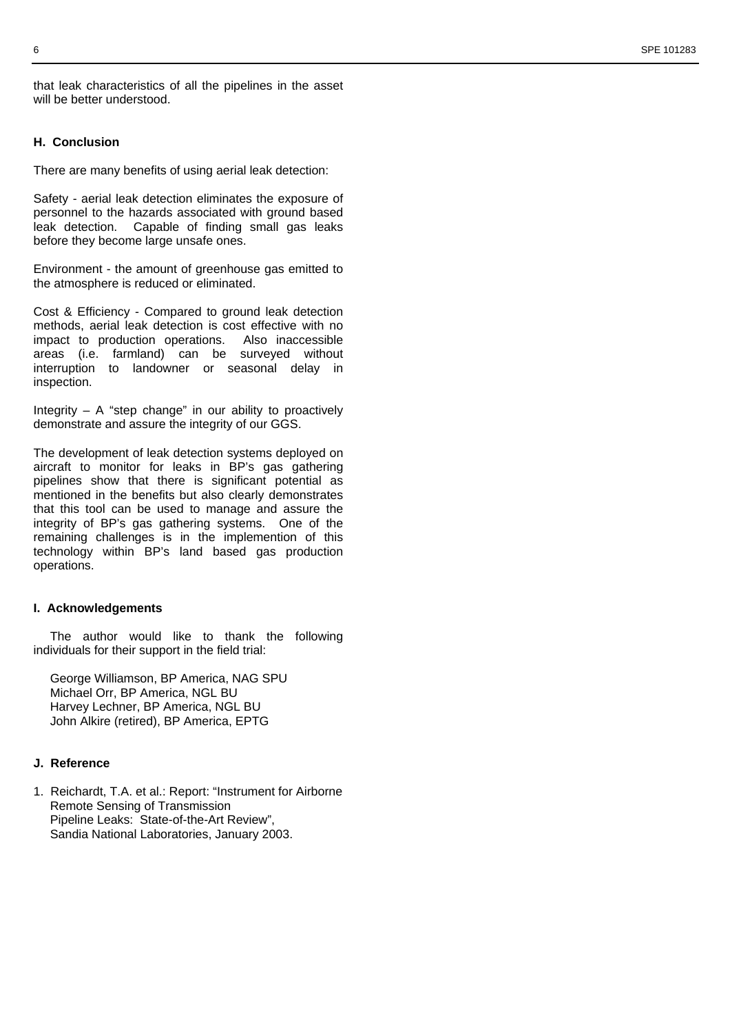that leak characteristics of all the pipelines in the asset will be better understood.

## H. Conclusion

There are many benefits of using aerial leak detection:

Safety - aerial leak detection eliminates the exposure of personnel to the hazards associated with ground based leak detection. Capable of finding small gas leaks before they become large unsafe ones.

Environment - the amount of greenhouse gas emitted to the atmosphere is reduced or eliminated.

Cost & Efficiency - Compared to ground leak detection methods, aerial leak detection is cost effective with no impact to production operations. Also inaccessible areas (i.e. farmland) can be surveyed without interruption to landowner or seasonal delay in inspection.

Integrity – A "step change" in our ability to proactively demonstrate and assure the integrity of our GGS.

The development of leak detection systems deployed on aircraft to monitor for leaks in BP's gas gathering pipelines show that there is significant potential as mentioned in the benefits but also clearly demonstrates that this tool can be used to manage and assure the integrity of BP's gas gathering systems. One of the remaining challenges is in the implemention of this technology within BP's land based gas production operations.

## I. Acknowledgements

The author would like to thank the following individuals for their support in the field trial:

George Williamson, BP America, NAG SPU
Michael Orr, BP America, NGL BU
Harvey Lechner, BP America, NGL BU
John Alkire (retired), BP America, EPTG

## J. Reference

1. Reichardt, T.A. et al.: Report: "Instrument for Airborne Remote Sensing of Transmission Pipeline Leaks: State-of-the-Art Review", Sandia National Laboratories, January 2003.